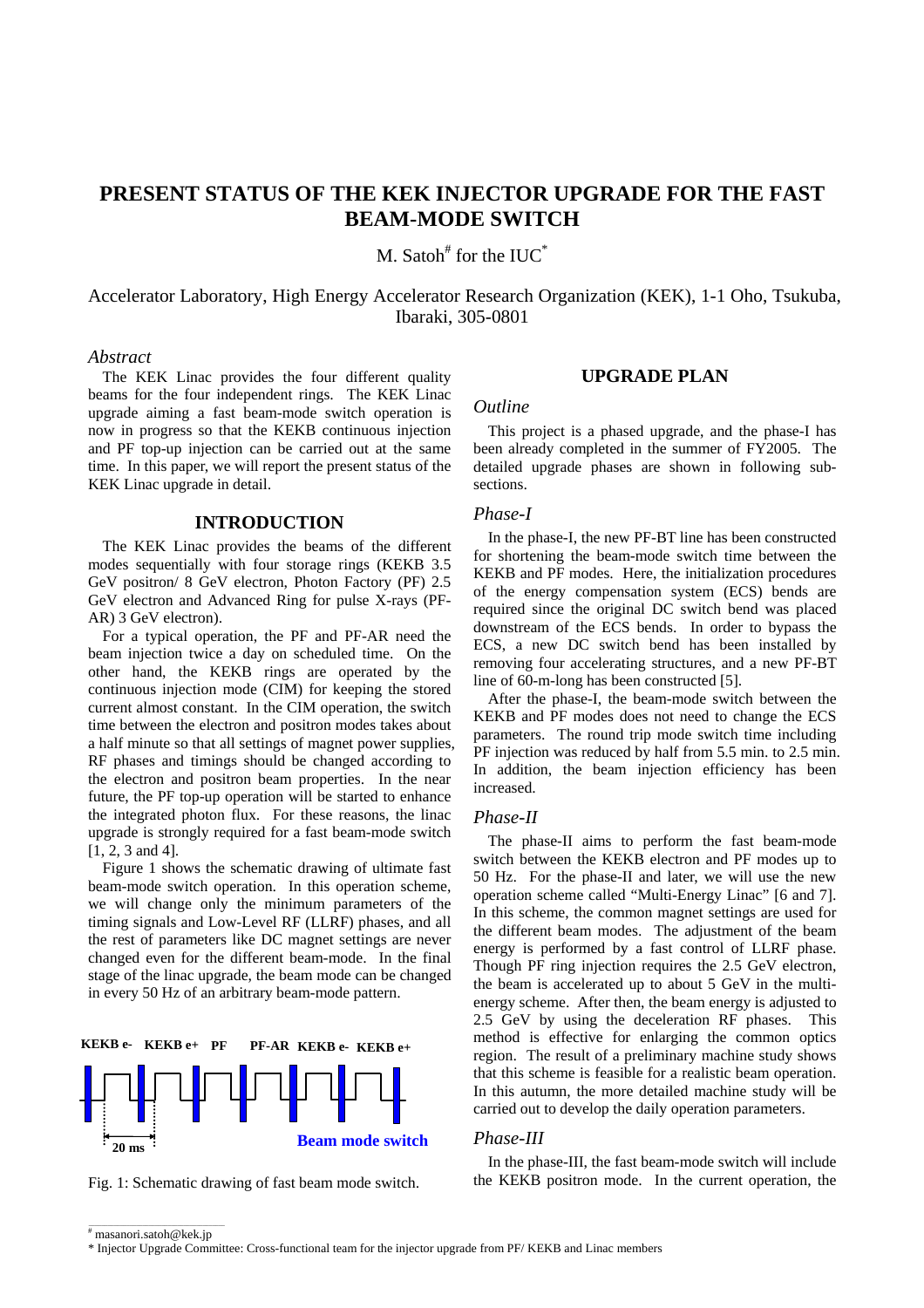# PRESENT STATUS OF THE KEK INJECTOR UPGRADE FOR THE FAST BEAM-MODE SWITCH

M. Satoh[#] for the IUC[*]

Accelerator Laboratory, High Energy Accelerator Research Organization (KEK), 1-1 Oho, Tsukuba, Ibaraki, 305-0801

*Abstract*

The KEK Linac provides the four different quality beams for the four independent rings. The KEK Linac upgrade aiming a fast beam-mode switch operation is now in progress so that the KEKB continuous injection and PF top-up injection can be carried out at the same time. In this paper, we will report the present status of the KEK Linac upgrade in detail.

## INTRODUCTION

The KEK Linac provides the beams of the different modes sequentially with four storage rings (KEKB 3.5 GeV positron/ 8 GeV electron, Photon Factory (PF) 2.5 GeV electron and Advanced Ring for pulse X-rays (PF-AR) 3 GeV electron).

For a typical operation, the PF and PF-AR need the beam injection twice a day on scheduled time. On the other hand, the KEKB rings are operated by the continuous injection mode (CIM) for keeping the stored current almost constant. In the CIM operation, the switch time between the electron and positron modes takes about a half minute so that all settings of magnet power supplies, RF phases and timings should be changed according to the electron and positron beam properties. In the near future, the PF top-up operation will be started to enhance the integrated photon flux. For these reasons, the linac upgrade is strongly required for a fast beam-mode switch [1, 2, 3 and 4].

Figure 1 shows the schematic drawing of ultimate fast beam-mode switch operation. In this operation scheme, we will change only the minimum parameters of the timing signals and Low-Level RF (LLRF) phases, and all the rest of parameters like DC magnet settings are never changed even for the different beam-mode. In the final stage of the linac upgrade, the beam mode can be changed in every 50 Hz of an arbitrary beam-mode pattern.

KEKB e- KEKB e+ PF PF-AR KEKB e- KEKB e+

20 ms

Beam mode switch

Fig. 1: Schematic drawing of fast beam mode switch.

## UPGRADE PLAN

### *Outline*

This project is a phased upgrade, and the phase-I has been already completed in the summer of FY2005. The detailed upgrade phases are shown in following sub-sections.

### *Phase-I*

In the phase-I, the new PF-BT line has been constructed for shortening the beam-mode switch time between the KEKB and PF modes. Here, the initialization procedures of the energy compensation system (ECS) bends are required since the original DC switch bend was placed downstream of the ECS bends. In order to bypass the ECS, a new DC switch bend has been installed by removing four accelerating structures, and a new PF-BT line of 60-m-long has been constructed [5].

After the phase-I, the beam-mode switch between the KEKB and PF modes does not need to change the ECS parameters. The round trip mode switch time including PF injection was reduced by half from 5.5 min. to 2.5 min. In addition, the beam injection efficiency has been increased.

### *Phase-II*

The phase-II aims to perform the fast beam-mode switch between the KEKB electron and PF modes up to 50 Hz. For the phase-II and later, we will use the new operation scheme called "Multi-Energy Linac" [6 and 7]. In this scheme, the common magnet settings are used for the different beam modes. The adjustment of the beam energy is performed by a fast control of LLRF phase. Though PF ring injection requires the 2.5 GeV electron, the beam is accelerated up to about 5 GeV in the multi-energy scheme. After then, the beam energy is adjusted to 2.5 GeV by using the deceleration RF phases. This method is effective for enlarging the common optics region. The result of a preliminary machine study shows that this scheme is feasible for a realistic beam operation. In this autumn, the more detailed machine study will be carried out to develop the daily operation parameters.

### *Phase-III*

In the phase-III, the fast beam-mode switch will include the KEKB positron mode. In the current operation, the

---

[#] masanori.satoh@kek.jp

[*] Injector Upgrade Committee: Cross-functional team for the injector upgrade from PF/ KEKB and Linac members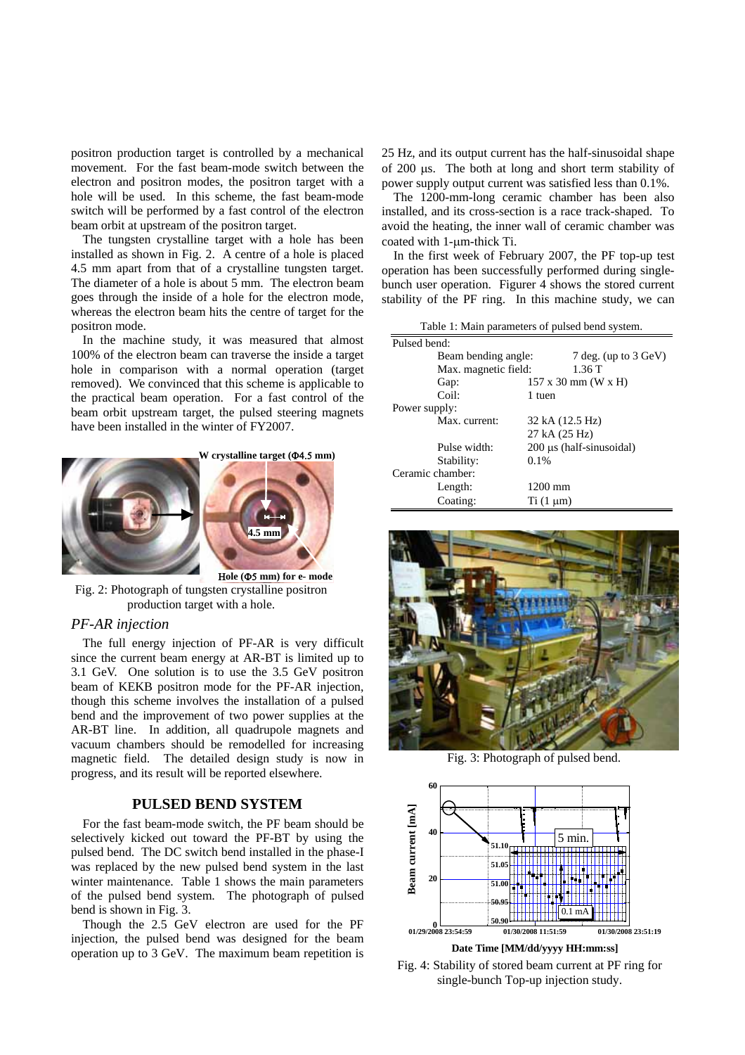positron production target is controlled by a mechanical movement. For the fast beam-mode switch between the electron and positron modes, the positron target with a hole will be used. In this scheme, the fast beam-mode switch will be performed by a fast control of the electron beam orbit at upstream of the positron target.

The tungsten crystalline target with a hole has been installed as shown in Fig. 2. A centre of a hole is placed 4.5 mm apart from that of a crystalline tungsten target. The diameter of a hole is about 5 mm. The electron beam goes through the inside of a hole for the electron mode, whereas the electron beam hits the centre of target for the positron mode.

In the machine study, it was measured that almost 100% of the electron beam can traverse the inside a target hole in comparison with a normal operation (target removed). We convinced that this scheme is applicable to the practical beam operation. For a fast control of the beam orbit upstream target, the pulsed steering magnets have been installed in the winter of FY2007.

Fig. 2: Photograph of tungsten crystalline positron production target with a hole.

### *PF-AR injection*

The full energy injection of PF-AR is very difficult since the current beam energy at AR-BT is limited up to 3.1 GeV. One solution is to use the 3.5 GeV positron beam of KEKB positron mode for the PF-AR injection, though this scheme involves the installation of a pulsed bend and the improvement of two power supplies at the AR-BT line. In addition, all quadrupole magnets and vacuum chambers should be remodelled for increasing magnetic field. The detailed design study is now in progress, and its result will be reported elsewhere.

## PULSED BEND SYSTEM

For the fast beam-mode switch, the PF beam should be selectively kicked out toward the PF-BT by using the pulsed bend. The DC switch bend installed in the phase-I was replaced by the new pulsed bend system in the last winter maintenance. Table 1 shows the main parameters of the pulsed bend system. The photograph of pulsed bend is shown in Fig. 3.

Though the 2.5 GeV electron are used for the PF injection, the pulsed bend was designed for the beam operation up to 3 GeV. The maximum beam repetition is 25 Hz, and its output current has the half-sinusoidal shape of 200 μs. The both at long and short term stability of power supply output current was satisfied less than 0.1%.

The 1200-mm-long ceramic chamber has been also installed, and its cross-section is a race track-shaped. To avoid the heating, the inner wall of ceramic chamber was coated with 1-μm-thick Ti.

In the first week of February 2007, the PF top-up test operation has been successfully performed during single-bunch user operation. Figurer 4 shows the stored current stability of the PF ring. In this machine study, we can

Table 1: Main parameters of pulsed bend system.

| | |
|---|---|
| Pulsed bend: | |
| Beam bending angle: | 7 deg. (up to 3 GeV) |
| Max. magnetic field: | 1.36 T |
| Gap: | 157 x 30 mm (W x H) |
| Coil: | 1 tuen |
| Power supply: | |
| Max. current: | 32 kA (12.5 Hz) |
| | 27 kA (25 Hz) |
| Pulse width: | 200 μs (half-sinusoidal) |
| Stability: | 0.1% |
| Ceramic chamber: | |
| Length: | 1200 mm |
| Coating: | Ti (1 μm) |

Fig. 3: Photograph of pulsed bend.

Fig. 4: Stability of stored beam current at PF ring for single-bunch Top-up injection study.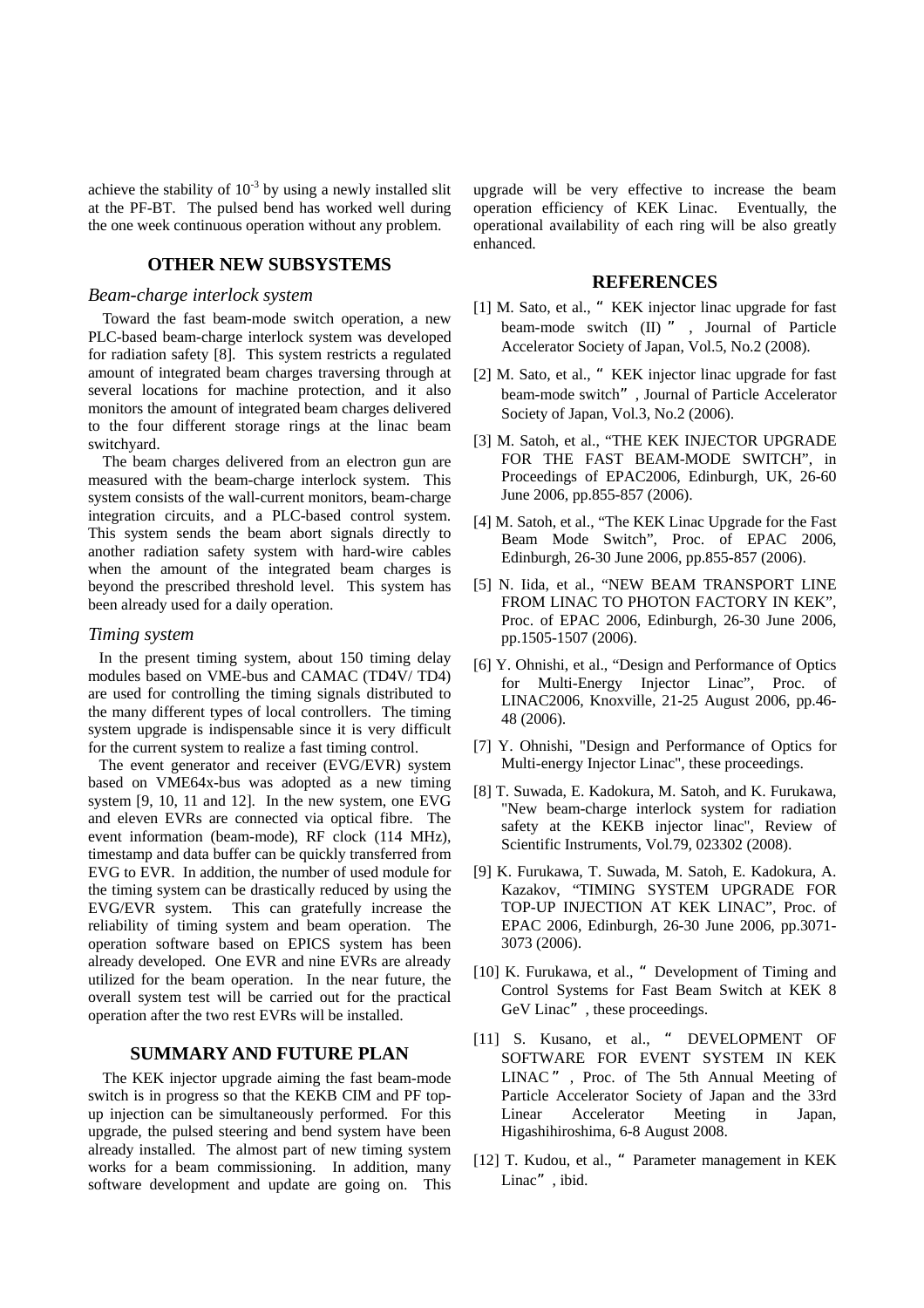achieve the stability of $10^{-3}$ by using a newly installed slit at the PF-BT. The pulsed bend has worked well during the one week continuous operation without any problem.

## OTHER NEW SUBSYSTEMS

### *Beam-charge interlock system*

Toward the fast beam-mode switch operation, a new PLC-based beam-charge interlock system was developed for radiation safety [8]. This system restricts a regulated amount of integrated beam charges traversing through at several locations for machine protection, and it also monitors the amount of integrated beam charges delivered to the four different storage rings at the linac beam switchyard.

The beam charges delivered from an electron gun are measured with the beam-charge interlock system. This system consists of the wall-current monitors, beam-charge integration circuits, and a PLC-based control system. This system sends the beam abort signals directly to another radiation safety system with hard-wire cables when the amount of the integrated beam charges is beyond the prescribed threshold level. This system has been already used for a daily operation.

### *Timing system*

In the present timing system, about 150 timing delay modules based on VME-bus and CAMAC (TD4V/ TD4) are used for controlling the timing signals distributed to the many different types of local controllers. The timing system upgrade is indispensable since it is very difficult for the current system to realize a fast timing control.

The event generator and receiver (EVG/EVR) system based on VME64x-bus was adopted as a new timing system [9, 10, 11 and 12]. In the new system, one EVG and eleven EVRs are connected via optical fibre. The event information (beam-mode), RF clock (114 MHz), timestamp and data buffer can be quickly transferred from EVG to EVR. In addition, the number of used module for the timing system can be drastically reduced by using the EVG/EVR system. This can gratefully increase the reliability of timing system and beam operation. The operation software based on EPICS system has been already developed. One EVR and nine EVRs are already utilized for the beam operation. In the near future, the overall system test will be carried out for the practical operation after the two rest EVRs will be installed.

## SUMMARY AND FUTURE PLAN

The KEK injector upgrade aiming the fast beam-mode switch is in progress so that the KEKB CIM and PF top-up injection can be simultaneously performed. For this upgrade, the pulsed steering and bend system have been already installed. The almost part of new timing system works for a beam commissioning. In addition, many software development and update are going on. This upgrade will be very effective to increase the beam operation efficiency of KEK Linac. Eventually, the operational availability of each ring will be also greatly enhanced.

## REFERENCES

[1] M. Sato, et al., " KEK injector linac upgrade for fast beam-mode switch (II) " , Journal of Particle Accelerator Society of Japan, Vol.5, No.2 (2008).

[2] M. Sato, et al., " KEK injector linac upgrade for fast beam-mode switch", Journal of Particle Accelerator Society of Japan, Vol.3, No.2 (2006).

[3] M. Satoh, et al., "THE KEK INJECTOR UPGRADE FOR THE FAST BEAM-MODE SWITCH", in Proceedings of EPAC2006, Edinburgh, UK, 26-60 June 2006, pp.855-857 (2006).

[4] M. Satoh, et al., "The KEK Linac Upgrade for the Fast Beam Mode Switch", Proc. of EPAC 2006, Edinburgh, 26-30 June 2006, pp.855-857 (2006).

[5] N. Iida, et al., "NEW BEAM TRANSPORT LINE FROM LINAC TO PHOTON FACTORY IN KEK", Proc. of EPAC 2006, Edinburgh, 26-30 June 2006, pp.1505-1507 (2006).

[6] Y. Ohnishi, et al., "Design and Performance of Optics for Multi-Energy Injector Linac", Proc. of LINAC2006, Knoxville, 21-25 August 2006, pp.46-48 (2006).

[7] Y. Ohnishi, "Design and Performance of Optics for Multi-energy Injector Linac", these proceedings.

[8] T. Suwada, E. Kadokura, M. Satoh, and K. Furukawa, "New beam-charge interlock system for radiation safety at the KEKB injector linac", Review of Scientific Instruments, Vol.79, 023302 (2008).

[9] K. Furukawa, T. Suwada, M. Satoh, E. Kadokura, A. Kazakov, "TIMING SYSTEM UPGRADE FOR TOP-UP INJECTION AT KEK LINAC", Proc. of EPAC 2006, Edinburgh, 26-30 June 2006, pp.3071-3073 (2006).

[10] K. Furukawa, et al., " Development of Timing and Control Systems for Fast Beam Switch at KEK 8 GeV Linac", these proceedings.

[11] S. Kusano, et al., " DEVELOPMENT OF SOFTWARE FOR EVENT SYSTEM IN KEK LINAC ", Proc. of The 5th Annual Meeting of Particle Accelerator Society of Japan and the 33rd Linear Accelerator Meeting in Japan, Higashihiroshima, 6-8 August 2008.

[12] T. Kudou, et al., " Parameter management in KEK Linac", ibid.